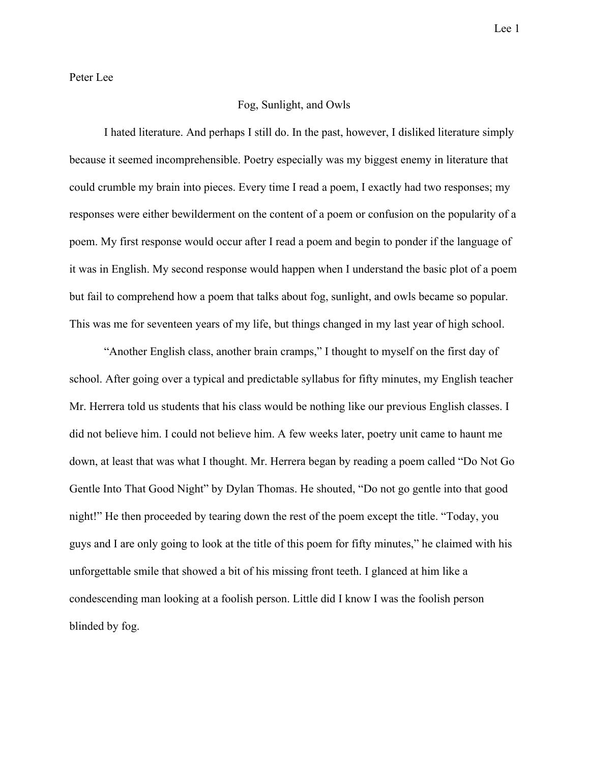Peter Lee

# Fog, Sunlight, and Owls

I hated literature. And perhaps I still do. In the past, however, I disliked literature simply because it seemed incomprehensible. Poetry especially was my biggest enemy in literature that could crumble my brain into pieces. Every time I read a poem, I exactly had two responses; my responses were either bewilderment on the content of a poem or confusion on the popularity of a poem. My first response would occur after I read a poem and begin to ponder if the language of it was in English. My second response would happen when I understand the basic plot of a poem but fail to comprehend how a poem that talks about fog, sunlight, and owls became so popular. This was me for seventeen years of my life, but things changed in my last year of high school.

"Another English class, another brain cramps," I thought to myself on the first day of school. After going over a typical and predictable syllabus for fifty minutes, my English teacher Mr. Herrera told us students that his class would be nothing like our previous English classes. I did not believe him. I could not believe him. A few weeks later, poetry unit came to haunt me down, at least that was what I thought. Mr. Herrera began by reading a poem called "Do Not Go Gentle Into That Good Night" by Dylan Thomas. He shouted, "Do not go gentle into that good night!" He then proceeded by tearing down the rest of the poem except the title. "Today, you guys and I are only going to look at the title of this poem for fifty minutes," he claimed with his unforgettable smile that showed a bit of his missing front teeth. I glanced at him like a condescending man looking at a foolish person. Little did I know I was the foolish person blinded by fog.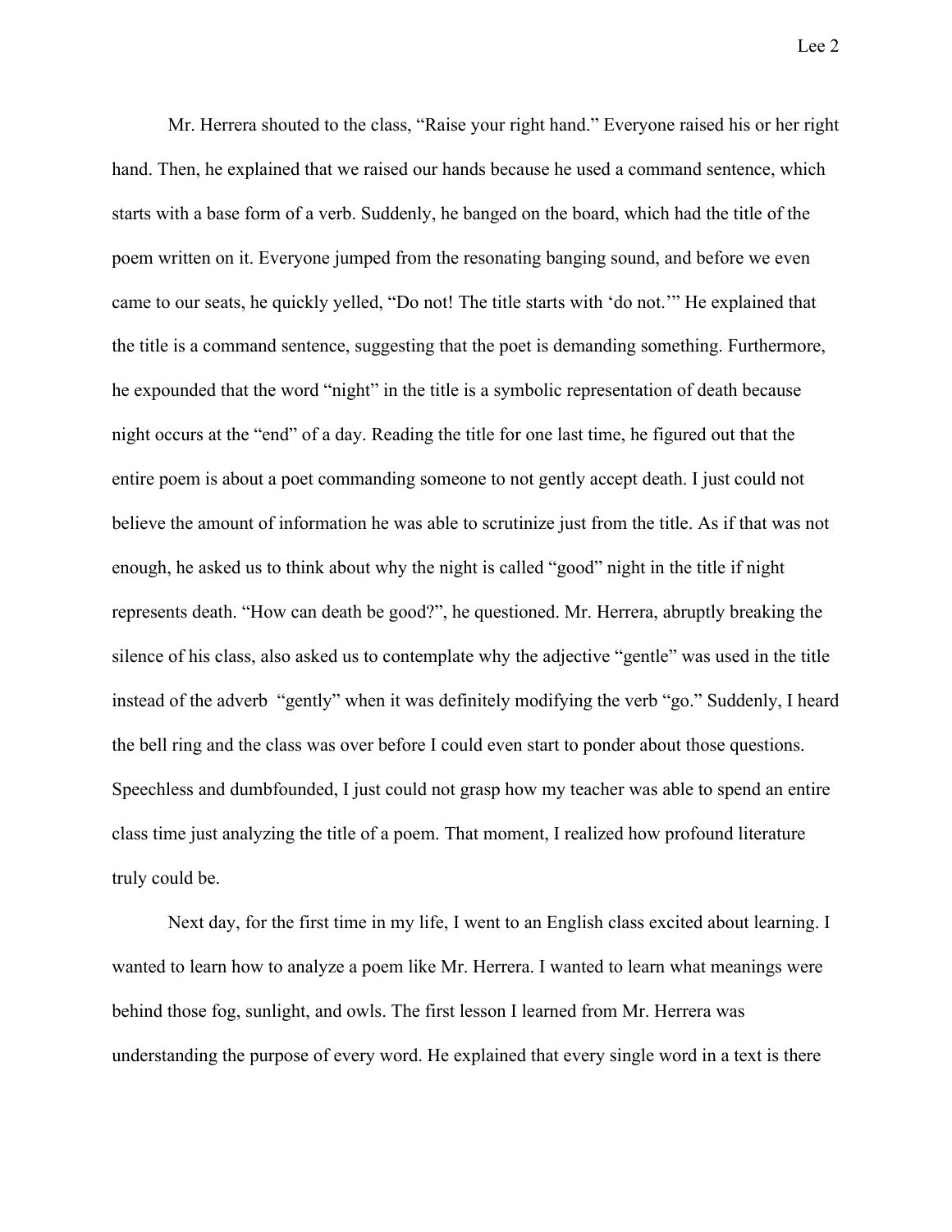Mr. Herrera shouted to the class, "Raise your right hand." Everyone raised his or her right hand. Then, he explained that we raised our hands because he used a command sentence, which starts with a base form of a verb. Suddenly, he banged on the board, which had the title of the poem written on it. Everyone jumped from the resonating banging sound, and before we even came to our seats, he quickly yelled, "Do not! The title starts with 'do not.'" He explained that the title is a command sentence, suggesting that the poet is demanding something. Furthermore, he expounded that the word "night" in the title is a symbolic representation of death because night occurs at the "end" of a day. Reading the title for one last time, he figured out that the entire poem is about a poet commanding someone to not gently accept death. I just could not believe the amount of information he was able to scrutinize just from the title. As if that was not enough, he asked us to think about why the night is called "good" night in the title if night represents death. "How can death be good?", he questioned. Mr. Herrera, abruptly breaking the silence of his class, also asked us to contemplate why the adjective "gentle" was used in the title instead of the adverb "gently" when it was definitely modifying the verb "go." Suddenly, I heard the bell ring and the class was over before I could even start to ponder about those questions. Speechless and dumbfounded, I just could not grasp how my teacher was able to spend an entire class time just analyzing the title of a poem. That moment, I realized how profound literature truly could be.

Next day, for the first time in my life, I went to an English class excited about learning. I wanted to learn how to analyze a poem like Mr. Herrera. I wanted to learn what meanings were behind those fog, sunlight, and owls. The first lesson I learned from Mr. Herrera was understanding the purpose of every word. He explained that every single word in a text is there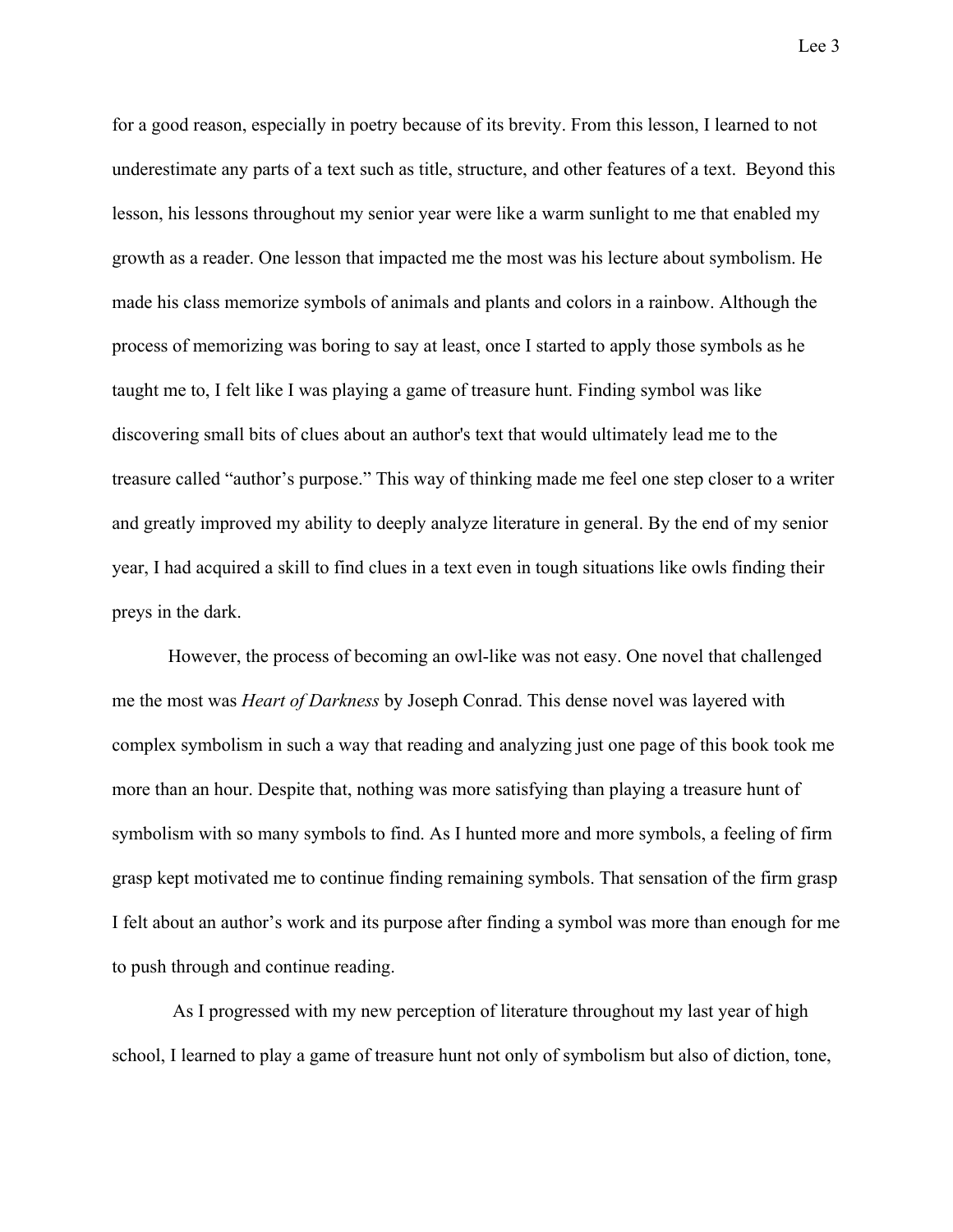for a good reason, especially in poetry because of its brevity. From this lesson, I learned to not underestimate any parts of a text such as title, structure, and other features of a text. Beyond this lesson, his lessons throughout my senior year were like a warm sunlight to me that enabled my growth as a reader. One lesson that impacted me the most was his lecture about symbolism. He made his class memorize symbols of animals and plants and colors in a rainbow. Although the process of memorizing was boring to say at least, once I started to apply those symbols as he taught me to, I felt like I was playing a game of treasure hunt. Finding symbol was like discovering small bits of clues about an author's text that would ultimately lead me to the treasure called "author's purpose." This way of thinking made me feel one step closer to a writer and greatly improved my ability to deeply analyze literature in general. By the end of my senior year, I had acquired a skill to find clues in a text even in tough situations like owls finding their preys in the dark.

However, the process of becoming an owl-like was not easy. One novel that challenged me the most was *Heart of Darkness* by Joseph Conrad. This dense novel was layered with complex symbolism in such a way that reading and analyzing just one page of this book took me more than an hour. Despite that, nothing was more satisfying than playing a treasure hunt of symbolism with so many symbols to find. As I hunted more and more symbols, a feeling of firm grasp kept motivated me to continue finding remaining symbols. That sensation of the firm grasp I felt about an author's work and its purpose after finding a symbol was more than enough for me to push through and continue reading.

As I progressed with my new perception of literature throughout my last year of high school, I learned to play a game of treasure hunt not only of symbolism but also of diction, tone,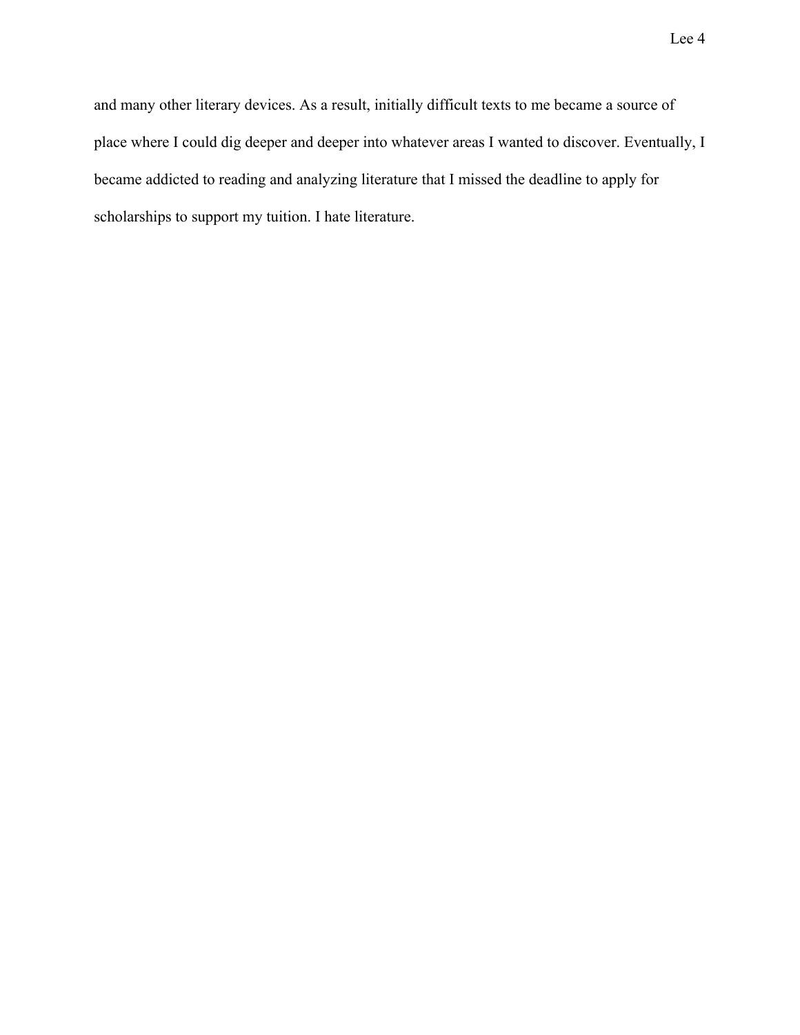and many other literary devices. As a result, initially difficult texts to me became a source of place where I could dig deeper and deeper into whatever areas I wanted to discover. Eventually, I became addicted to reading and analyzing literature that I missed the deadline to apply for scholarships to support my tuition. I hate literature.